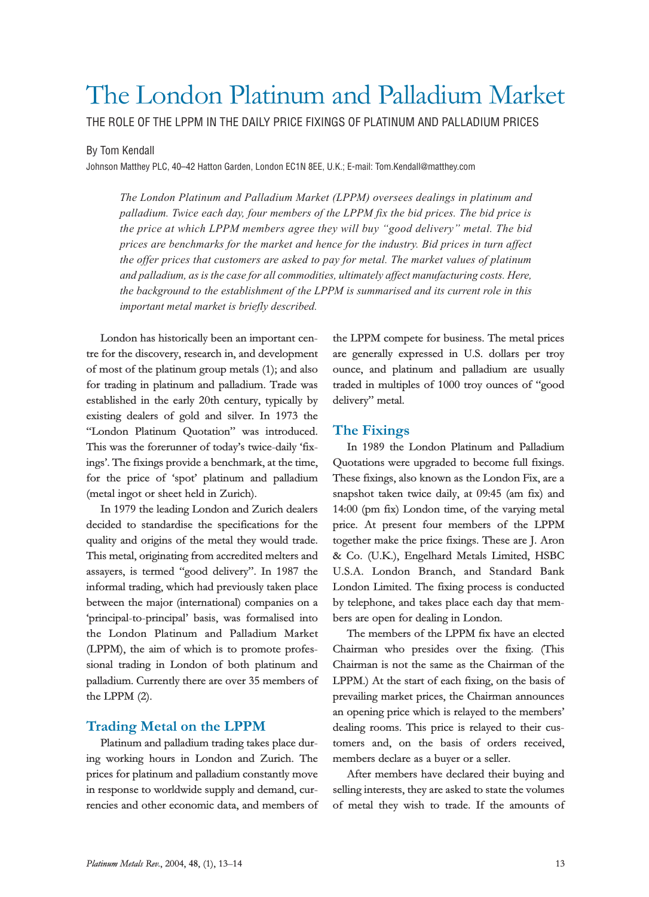# The London Platinum and Palladium Market

THE ROLE OF THE LPPM IN THE DAILY PRICE FIXINGS OF PLATINUM AND PALLADIUM PRICES

By Tom Kendall

Johnson Matthey PLC, 40–42 Hatton Garden, London EC1N 8EE, U.K.; E-mail: Tom.Kendall@matthey.com

*The London Platinum and Palladium Market (LPPM) oversees dealings in platinum and palladium. Twice each day, four members of the LPPM fix the bid prices. The bid price is the price at which LPPM members agree they will buy "good delivery" metal. The bid prices are benchmarks for the market and hence for the industry. Bid prices in turn affect the offer prices that customers are asked to pay for metal. The market values of platinum and palladium, as is the case for all commodities, ultimately affect manufacturing costs. Here, the background to the establishment of the LPPM is summarised and its current role in this important metal market is briefly described.*

London has historically been an important centre for the discovery, research in, and development of most of the platinum group metals (1); and also for trading in platinum and palladium. Trade was established in the early 20th century, typically by existing dealers of gold and silver. In 1973 the "London Platinum Quotation" was introduced. This was the forerunner of today's twice-daily 'fixings'. The fixings provide a benchmark, at the time, for the price of 'spot' platinum and palladium (metal ingot or sheet held in Zurich).

In 1979 the leading London and Zurich dealers decided to standardise the specifications for the quality and origins of the metal they would trade. This metal, originating from accredited melters and assayers, is termed "good delivery". In 1987 the informal trading, which had previously taken place between the major (international) companies on a 'principal-to-principal' basis, was formalised into the London Platinum and Palladium Market (LPPM), the aim of which is to promote professional trading in London of both platinum and palladium. Currently there are over 35 members of the LPPM (2).

## Trading Metal on the LPPM

Platinum and palladium trading takes place during working hours in London and Zurich. The prices for platinum and palladium constantly move in response to worldwide supply and demand, currencies and other economic data, and members of the LPPM compete for business. The metal prices are generally expressed in U.S. dollars per troy ounce, and platinum and palladium are usually traded in multiples of 1000 troy ounces of "good delivery" metal.

## The Fixings

In 1989 the London Platinum and Palladium Quotations were upgraded to become full fixings. These fixings, also known as the London Fix, are a snapshot taken twice daily, at 09:45 (am fix) and 14:00 (pm fix) London time, of the varying metal price. At present four members of the LPPM together make the price fixings. These are J. Aron & Co. (U.K.), Engelhard Metals Limited, HSBC U.S.A. London Branch, and Standard Bank London Limited. The fixing process is conducted by telephone, and takes place each day that members are open for dealing in London.

The members of the LPPM fix have an elected Chairman who presides over the fixing. (This Chairman is not the same as the Chairman of the LPPM.) At the start of each fixing, on the basis of prevailing market prices, the Chairman announces an opening price which is relayed to the members' dealing rooms. This price is relayed to their customers and, on the basis of orders received, members declare as a buyer or a seller.

After members have declared their buying and selling interests, they are asked to state the volumes of metal they wish to trade. If the amounts of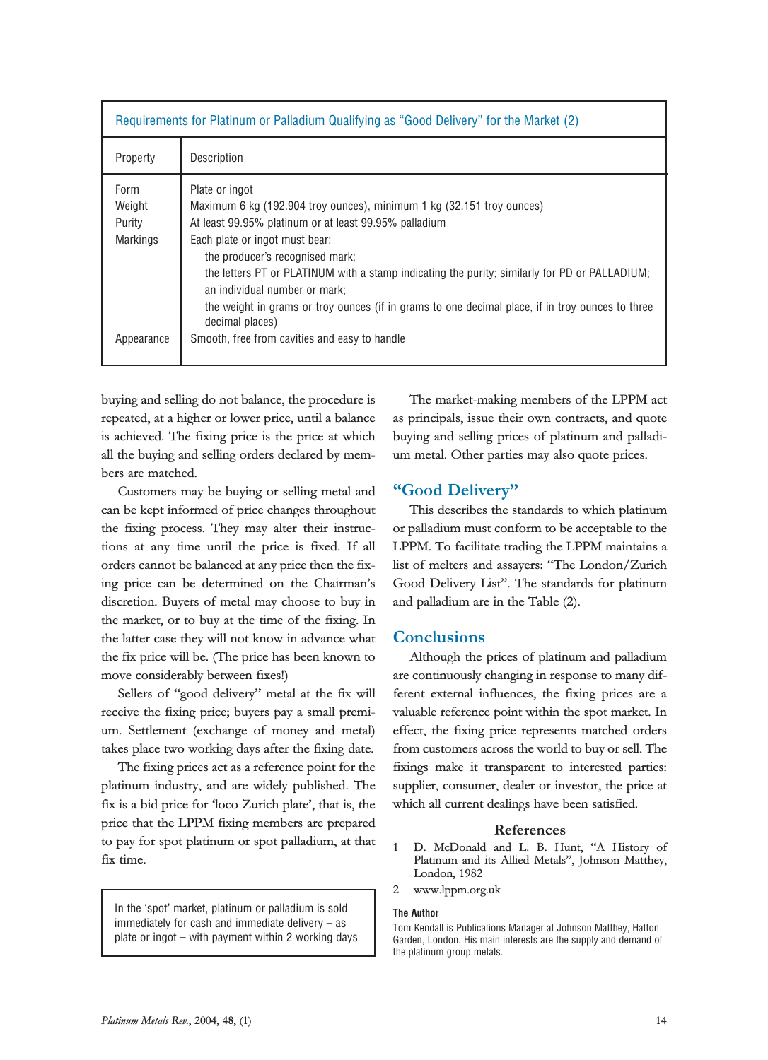| Requirements for Platinum or Palladium Qualifying as "Good Delivery" for the Market (2) | |
|---|---|
| Property | Description |
| Form | Plate or ingot |
| Weight | Maximum 6 kg (192.904 troy ounces), minimum 1 kg (32.151 troy ounces) |
| Purity | At least 99.95% platinum or at least 99.95% palladium |
| Markings | Each plate or ingot must bear: the producer's recognised mark; the letters PT or PLATINUM with a stamp indicating the purity; similarly for PD or PALLADIUM; an individual number or mark; the weight in grams or troy ounces (if in grams to one decimal place, if in troy ounces to three decimal places) |
| Appearance | Smooth, free from cavities and easy to handle |

buying and selling do not balance, the procedure is repeated, at a higher or lower price, until a balance is achieved. The fixing price is the price at which all the buying and selling orders declared by members are matched.

Customers may be buying or selling metal and can be kept informed of price changes throughout the fixing process. They may alter their instructions at any time until the price is fixed. If all orders cannot be balanced at any price then the fixing price can be determined on the Chairman's discretion. Buyers of metal may choose to buy in the market, or to buy at the time of the fixing. In the latter case they will not know in advance what the fix price will be. (The price has been known to move considerably between fixes!)

Sellers of "good delivery" metal at the fix will receive the fixing price; buyers pay a small premium. Settlement (exchange of money and metal) takes place two working days after the fixing date.

The fixing prices act as a reference point for the platinum industry, and are widely published. The fix is a bid price for 'loco Zurich plate', that is, the price that the LPPM fixing members are prepared to pay for spot platinum or spot palladium, at that fix time.

> In the 'spot' market, platinum or palladium is sold immediately for cash and immediate delivery – as plate or ingot – with payment within 2 working days

The market-making members of the LPPM act as principals, issue their own contracts, and quote buying and selling prices of platinum and palladium metal. Other parties may also quote prices.

## "Good Delivery"

This describes the standards to which platinum or palladium must conform to be acceptable to the LPPM. To facilitate trading the LPPM maintains a list of melters and assayers: "The London/Zurich Good Delivery List". The standards for platinum and palladium are in the Table (2).

## Conclusions

Although the prices of platinum and palladium are continuously changing in response to many different external influences, the fixing prices are a valuable reference point within the spot market. In effect, the fixing price represents matched orders from customers across the world to buy or sell. The fixings make it transparent to interested parties: supplier, consumer, dealer or investor, the price at which all current dealings have been satisfied.

### References

1. D. McDonald and L. B. Hunt, "A History of Platinum and its Allied Metals", Johnson Matthey, London, 1982
2. www.lppm.org.uk

**The Author**

Tom Kendall is Publications Manager at Johnson Matthey, Hatton Garden, London. His main interests are the supply and demand of the platinum group metals.